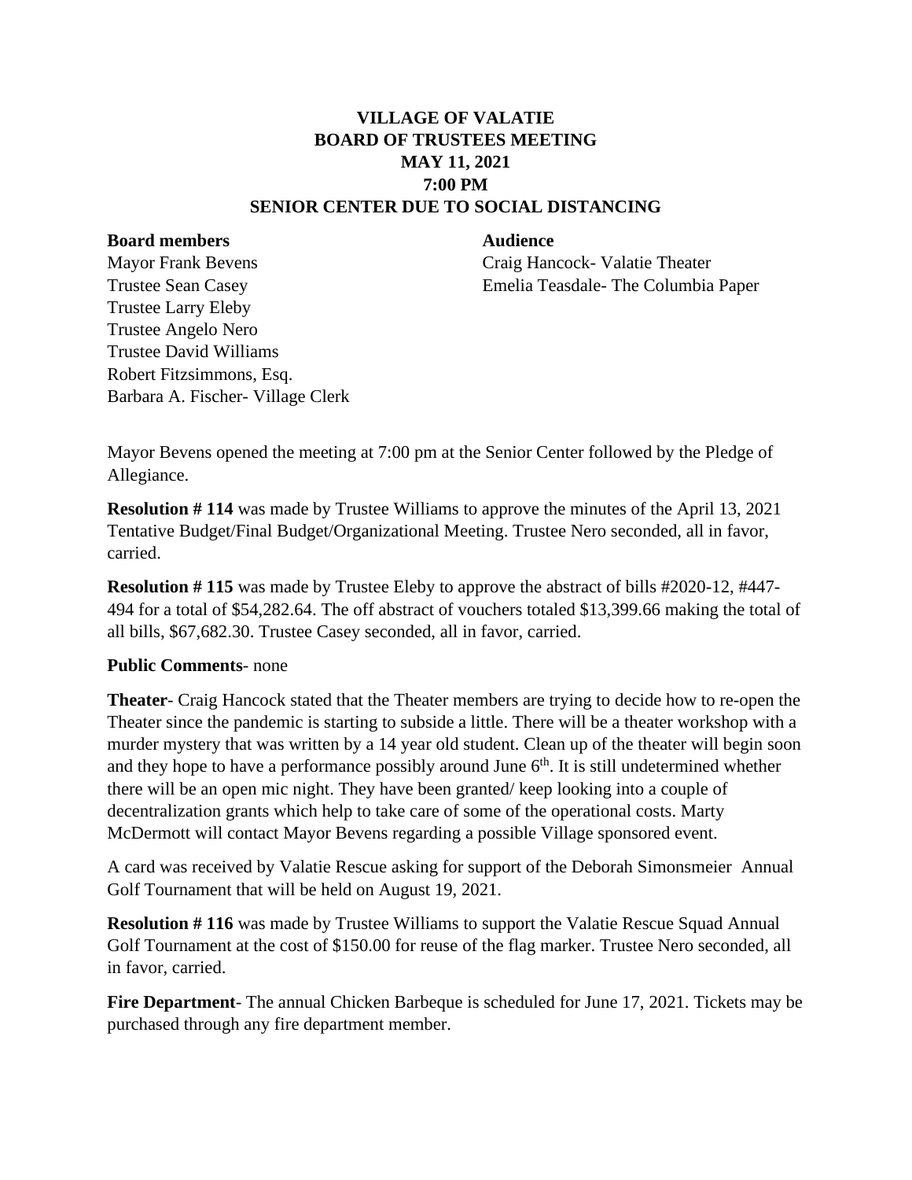**VILLAGE OF VALATIE**
**BOARD OF TRUSTEES MEETING**
**MAY 11, 2021**
**7:00 PM**
**SENIOR CENTER DUE TO SOCIAL DISTANCING**

**Board members**
Mayor Frank Bevens
Trustee Sean Casey
Trustee Larry Eleby
Trustee Angelo Nero
Trustee David Williams
Robert Fitzsimmons, Esq.
Barbara A. Fischer- Village Clerk

**Audience**
Craig Hancock- Valatie Theater
Emelia Teasdale- The Columbia Paper

Mayor Bevens opened the meeting at 7:00 pm at the Senior Center followed by the Pledge of Allegiance.

**Resolution # 114** was made by Trustee Williams to approve the minutes of the April 13, 2021 Tentative Budget/Final Budget/Organizational Meeting. Trustee Nero seconded, all in favor, carried.

**Resolution # 115** was made by Trustee Eleby to approve the abstract of bills #2020-12, #447-494 for a total of $54,282.64. The off abstract of vouchers totaled $13,399.66 making the total of all bills, $67,682.30. Trustee Casey seconded, all in favor, carried.

**Public Comments**- none

**Theater**- Craig Hancock stated that the Theater members are trying to decide how to re-open the Theater since the pandemic is starting to subside a little. There will be a theater workshop with a murder mystery that was written by a 14 year old student. Clean up of the theater will begin soon and they hope to have a performance possibly around June 6th. It is still undetermined whether there will be an open mic night. They have been granted/ keep looking into a couple of decentralization grants which help to take care of some of the operational costs. Marty McDermott will contact Mayor Bevens regarding a possible Village sponsored event.

A card was received by Valatie Rescue asking for support of the Deborah Simonsmeier Annual Golf Tournament that will be held on August 19, 2021.

**Resolution # 116** was made by Trustee Williams to support the Valatie Rescue Squad Annual Golf Tournament at the cost of $150.00 for reuse of the flag marker. Trustee Nero seconded, all in favor, carried.

**Fire Department**- The annual Chicken Barbeque is scheduled for June 17, 2021. Tickets may be purchased through any fire department member.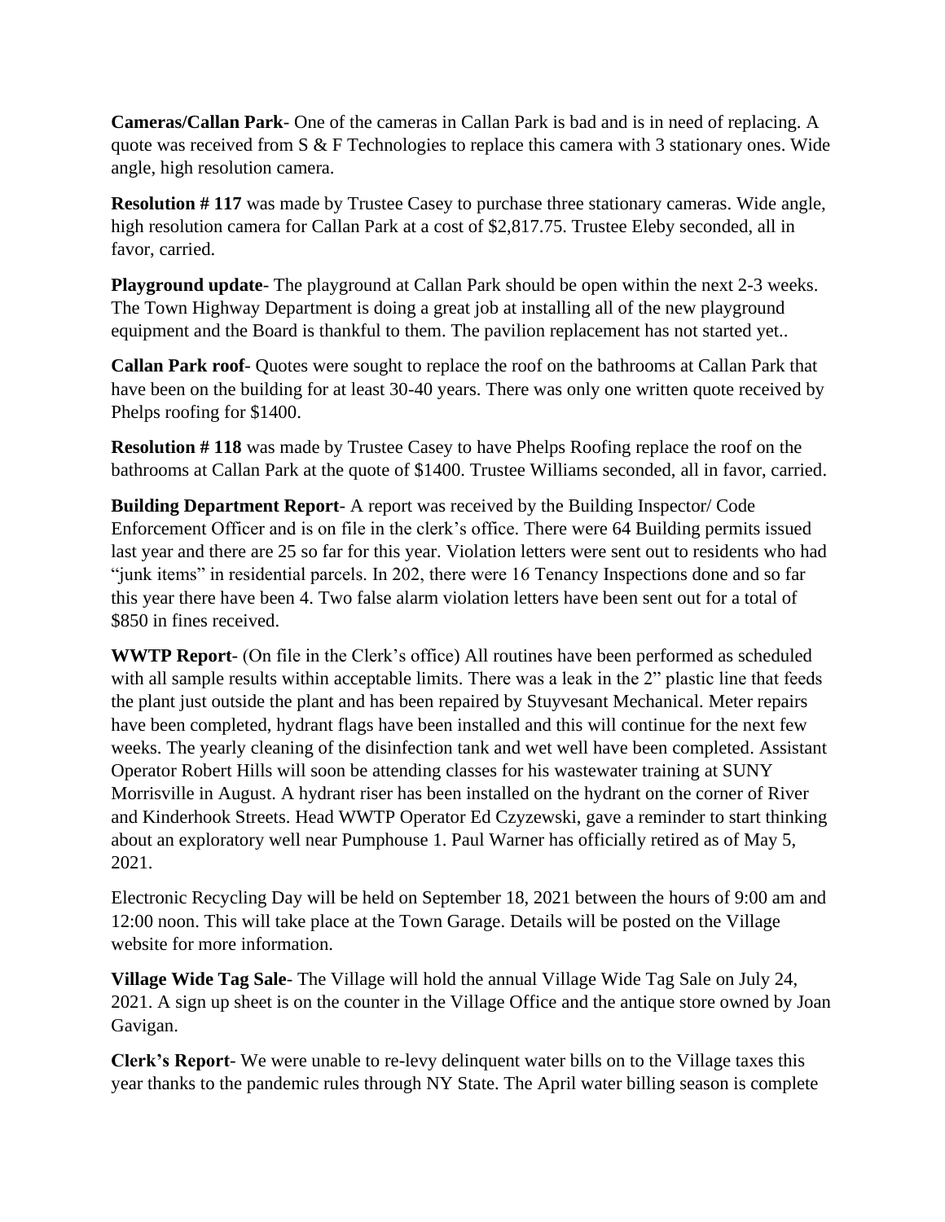**Cameras/Callan Park**- One of the cameras in Callan Park is bad and is in need of replacing. A quote was received from S & F Technologies to replace this camera with 3 stationary ones. Wide angle, high resolution camera.

**Resolution # 117** was made by Trustee Casey to purchase three stationary cameras. Wide angle, high resolution camera for Callan Park at a cost of $2,817.75. Trustee Eleby seconded, all in favor, carried.

**Playground update**- The playground at Callan Park should be open within the next 2-3 weeks. The Town Highway Department is doing a great job at installing all of the new playground equipment and the Board is thankful to them. The pavilion replacement has not started yet..

**Callan Park roof**- Quotes were sought to replace the roof on the bathrooms at Callan Park that have been on the building for at least 30-40 years. There was only one written quote received by Phelps roofing for $1400.

**Resolution # 118** was made by Trustee Casey to have Phelps Roofing replace the roof on the bathrooms at Callan Park at the quote of $1400. Trustee Williams seconded, all in favor, carried.

**Building Department Report**- A report was received by the Building Inspector/ Code Enforcement Officer and is on file in the clerk's office. There were 64 Building permits issued last year and there are 25 so far for this year. Violation letters were sent out to residents who had "junk items" in residential parcels. In 202, there were 16 Tenancy Inspections done and so far this year there have been 4. Two false alarm violation letters have been sent out for a total of $850 in fines received.

**WWTP Report**- (On file in the Clerk's office) All routines have been performed as scheduled with all sample results within acceptable limits. There was a leak in the 2" plastic line that feeds the plant just outside the plant and has been repaired by Stuyvesant Mechanical. Meter repairs have been completed, hydrant flags have been installed and this will continue for the next few weeks. The yearly cleaning of the disinfection tank and wet well have been completed. Assistant Operator Robert Hills will soon be attending classes for his wastewater training at SUNY Morrisville in August. A hydrant riser has been installed on the hydrant on the corner of River and Kinderhook Streets. Head WWTP Operator Ed Czyzewski, gave a reminder to start thinking about an exploratory well near Pumphouse 1. Paul Warner has officially retired as of May 5, 2021.

Electronic Recycling Day will be held on September 18, 2021 between the hours of 9:00 am and 12:00 noon. This will take place at the Town Garage. Details will be posted on the Village website for more information.

**Village Wide Tag Sale**- The Village will hold the annual Village Wide Tag Sale on July 24, 2021. A sign up sheet is on the counter in the Village Office and the antique store owned by Joan Gavigan.

**Clerk's Report**- We were unable to re-levy delinquent water bills on to the Village taxes this year thanks to the pandemic rules through NY State. The April water billing season is complete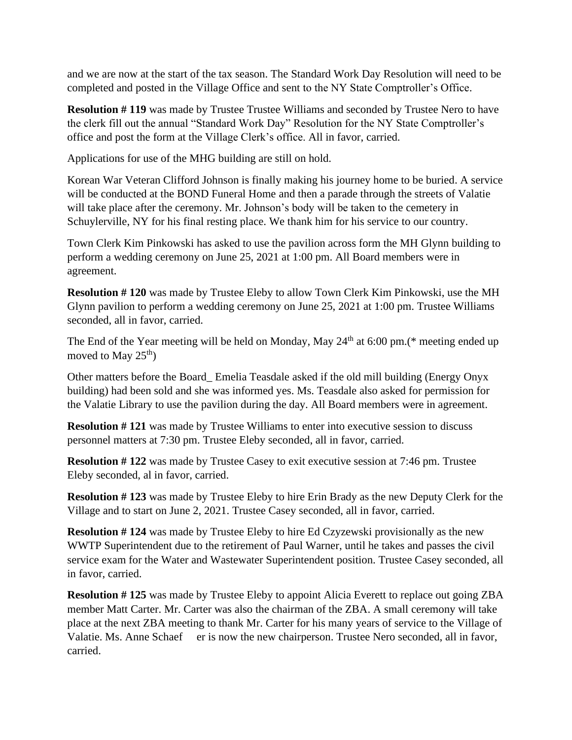and we are now at the start of the tax season. The Standard Work Day Resolution will need to be completed and posted in the Village Office and sent to the NY State Comptroller's Office.

**Resolution # 119** was made by Trustee Trustee Williams and seconded by Trustee Nero to have the clerk fill out the annual "Standard Work Day" Resolution for the NY State Comptroller's office and post the form at the Village Clerk's office. All in favor, carried.

Applications for use of the MHG building are still on hold.

Korean War Veteran Clifford Johnson is finally making his journey home to be buried. A service will be conducted at the BOND Funeral Home and then a parade through the streets of Valatie will take place after the ceremony. Mr. Johnson's body will be taken to the cemetery in Schuylerville, NY for his final resting place. We thank him for his service to our country.

Town Clerk Kim Pinkowski has asked to use the pavilion across form the MH Glynn building to perform a wedding ceremony on June 25, 2021 at 1:00 pm. All Board members were in agreement.

**Resolution # 120** was made by Trustee Eleby to allow Town Clerk Kim Pinkowski, use the MH Glynn pavilion to perform a wedding ceremony on June 25, 2021 at 1:00 pm. Trustee Williams seconded, all in favor, carried.

The End of the Year meeting will be held on Monday, May 24th at 6:00 pm.(* meeting ended up moved to May 25th)

Other matters before the Board_ Emelia Teasdale asked if the old mill building (Energy Onyx building) had been sold and she was informed yes. Ms. Teasdale also asked for permission for the Valatie Library to use the pavilion during the day. All Board members were in agreement.

**Resolution # 121** was made by Trustee Williams to enter into executive session to discuss personnel matters at 7:30 pm. Trustee Eleby seconded, all in favor, carried.

**Resolution # 122** was made by Trustee Casey to exit executive session at 7:46 pm. Trustee Eleby seconded, al in favor, carried.

**Resolution # 123** was made by Trustee Eleby to hire Erin Brady as the new Deputy Clerk for the Village and to start on June 2, 2021. Trustee Casey seconded, all in favor, carried.

**Resolution # 124** was made by Trustee Eleby to hire Ed Czyzewski provisionally as the new WWTP Superintendent due to the retirement of Paul Warner, until he takes and passes the civil service exam for the Water and Wastewater Superintendent position. Trustee Casey seconded, all in favor, carried.

**Resolution # 125** was made by Trustee Eleby to appoint Alicia Everett to replace out going ZBA member Matt Carter. Mr. Carter was also the chairman of the ZBA. A small ceremony will take place at the next ZBA meeting to thank Mr. Carter for his many years of service to the Village of Valatie. Ms. Anne Schaef er is now the new chairperson. Trustee Nero seconded, all in favor, carried.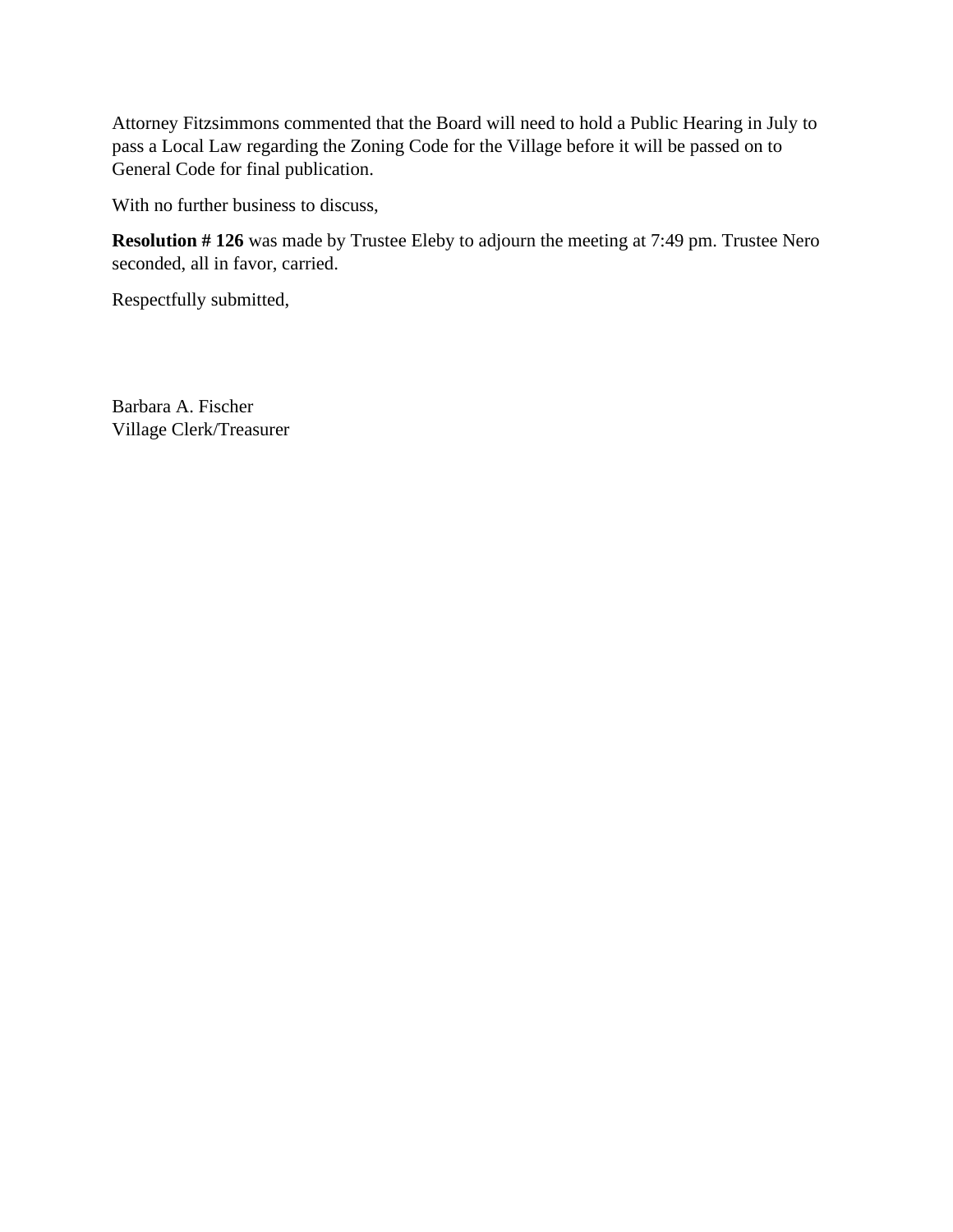Attorney Fitzsimmons commented that the Board will need to hold a Public Hearing in July to pass a Local Law regarding the Zoning Code for the Village before it will be passed on to General Code for final publication.

With no further business to discuss,

**Resolution # 126** was made by Trustee Eleby to adjourn the meeting at 7:49 pm. Trustee Nero seconded, all in favor, carried.

Respectfully submitted,

Barbara A. Fischer
Village Clerk/Treasurer